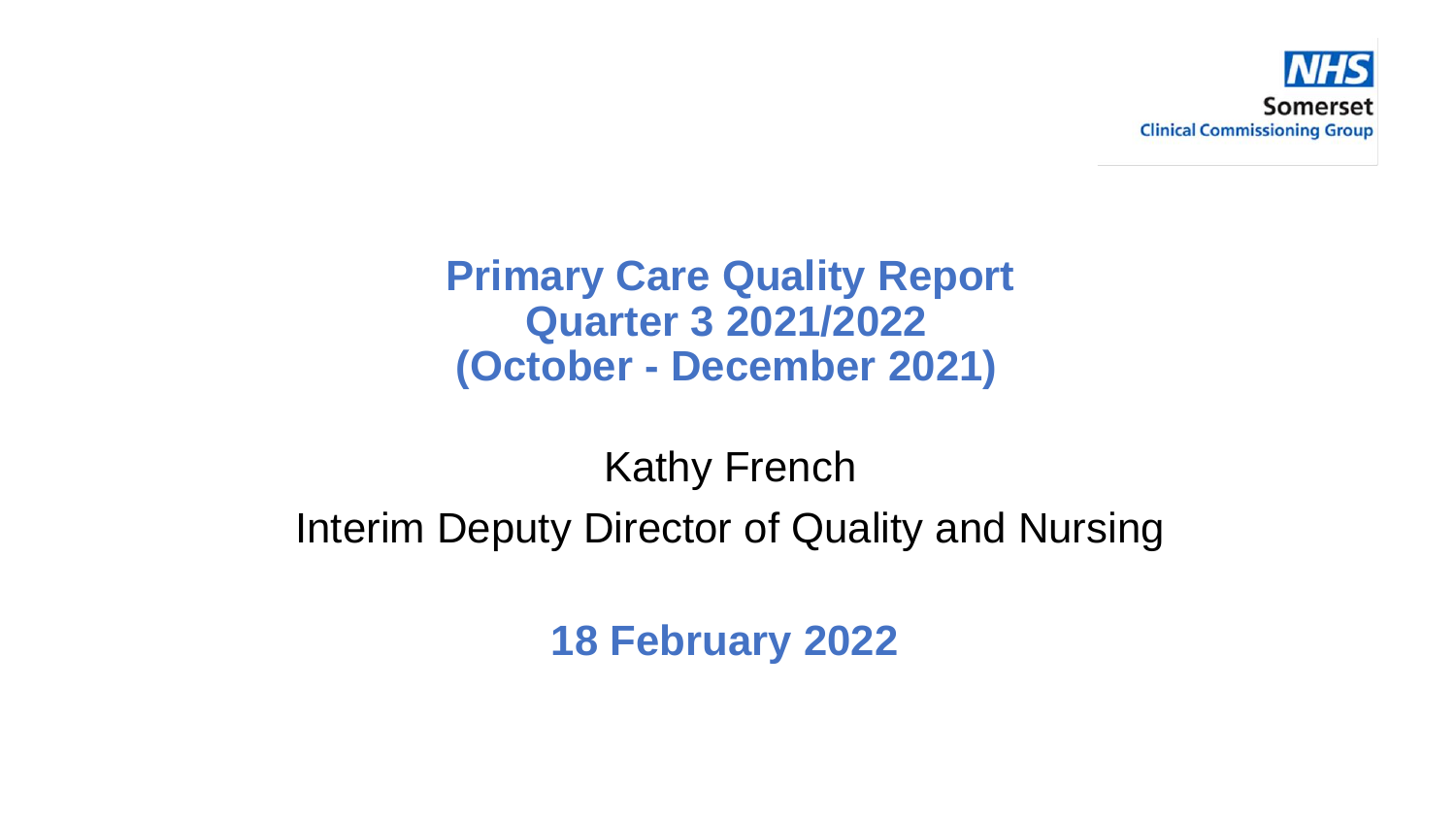NHS Somerset Clinical Commissioning Group

# Primary Care Quality Report Quarter 3 2021/2022 (October - December 2021)

Kathy French

Interim Deputy Director of Quality and Nursing

**18 February 2022**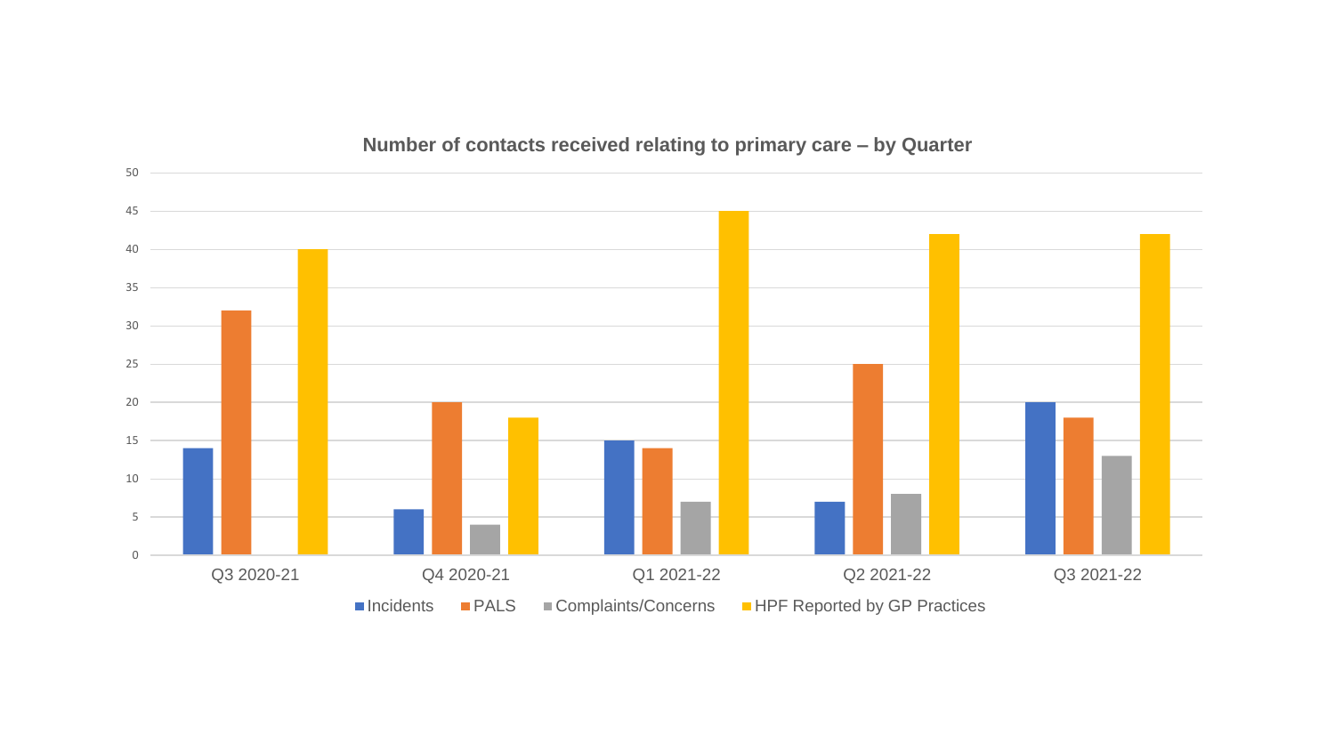**Number of contacts received relating to primary care – by Quarter**

| Quarter | Incidents | PALS | Complaints/Concerns | HPF Reported by GP Practices |
| --- | --- | --- | --- | --- |
| Q3 2020-21 | 14 | 32 | 0 | 40 |
| Q4 2020-21 | 6 | 20 | 4 | 18 |
| Q1 2021-22 | 15 | 14 | 7 | 45 |
| Q2 2021-22 | 7 | 25 | 8 | 42 |
| Q3 2021-22 | 20 | 18 | 13 | 42 |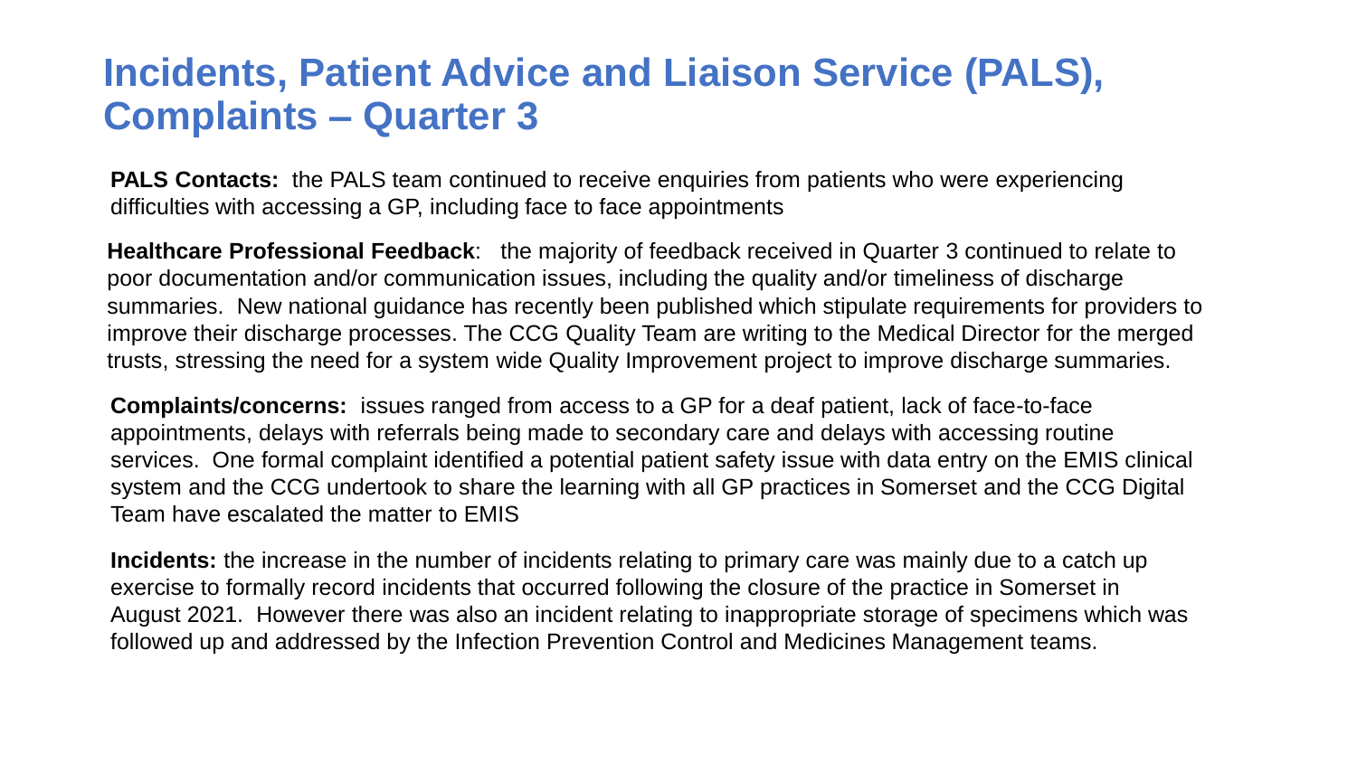# Incidents, Patient Advice and Liaison Service (PALS), Complaints – Quarter 3

**PALS Contacts:** the PALS team continued to receive enquiries from patients who were experiencing difficulties with accessing a GP, including face to face appointments

**Healthcare Professional Feedback**: the majority of feedback received in Quarter 3 continued to relate to poor documentation and/or communication issues, including the quality and/or timeliness of discharge summaries. New national guidance has recently been published which stipulate requirements for providers to improve their discharge processes. The CCG Quality Team are writing to the Medical Director for the merged trusts, stressing the need for a system wide Quality Improvement project to improve discharge summaries.

**Complaints/concerns:** issues ranged from access to a GP for a deaf patient, lack of face-to-face appointments, delays with referrals being made to secondary care and delays with accessing routine services. One formal complaint identified a potential patient safety issue with data entry on the EMIS clinical system and the CCG undertook to share the learning with all GP practices in Somerset and the CCG Digital Team have escalated the matter to EMIS

**Incidents:** the increase in the number of incidents relating to primary care was mainly due to a catch up exercise to formally record incidents that occurred following the closure of the practice in Somerset in August 2021. However there was also an incident relating to inappropriate storage of specimens which was followed up and addressed by the Infection Prevention Control and Medicines Management teams.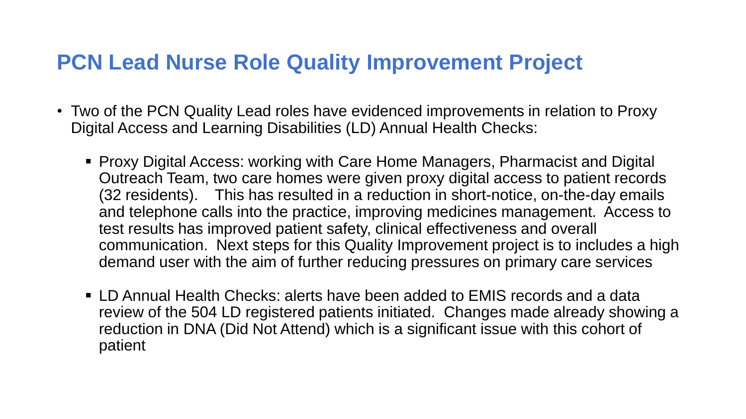## PCN Lead Nurse Role Quality Improvement Project

- Two of the PCN Quality Lead roles have evidenced improvements in relation to Proxy Digital Access and Learning Disabilities (LD) Annual Health Checks:
  - Proxy Digital Access: working with Care Home Managers, Pharmacist and Digital Outreach Team, two care homes were given proxy digital access to patient records (32 residents). This has resulted in a reduction in short-notice, on-the-day emails and telephone calls into the practice, improving medicines management. Access to test results has improved patient safety, clinical effectiveness and overall communication. Next steps for this Quality Improvement project is to includes a high demand user with the aim of further reducing pressures on primary care services
  - LD Annual Health Checks: alerts have been added to EMIS records and a data review of the 504 LD registered patients initiated. Changes made already showing a reduction in DNA (Did Not Attend) which is a significant issue with this cohort of patient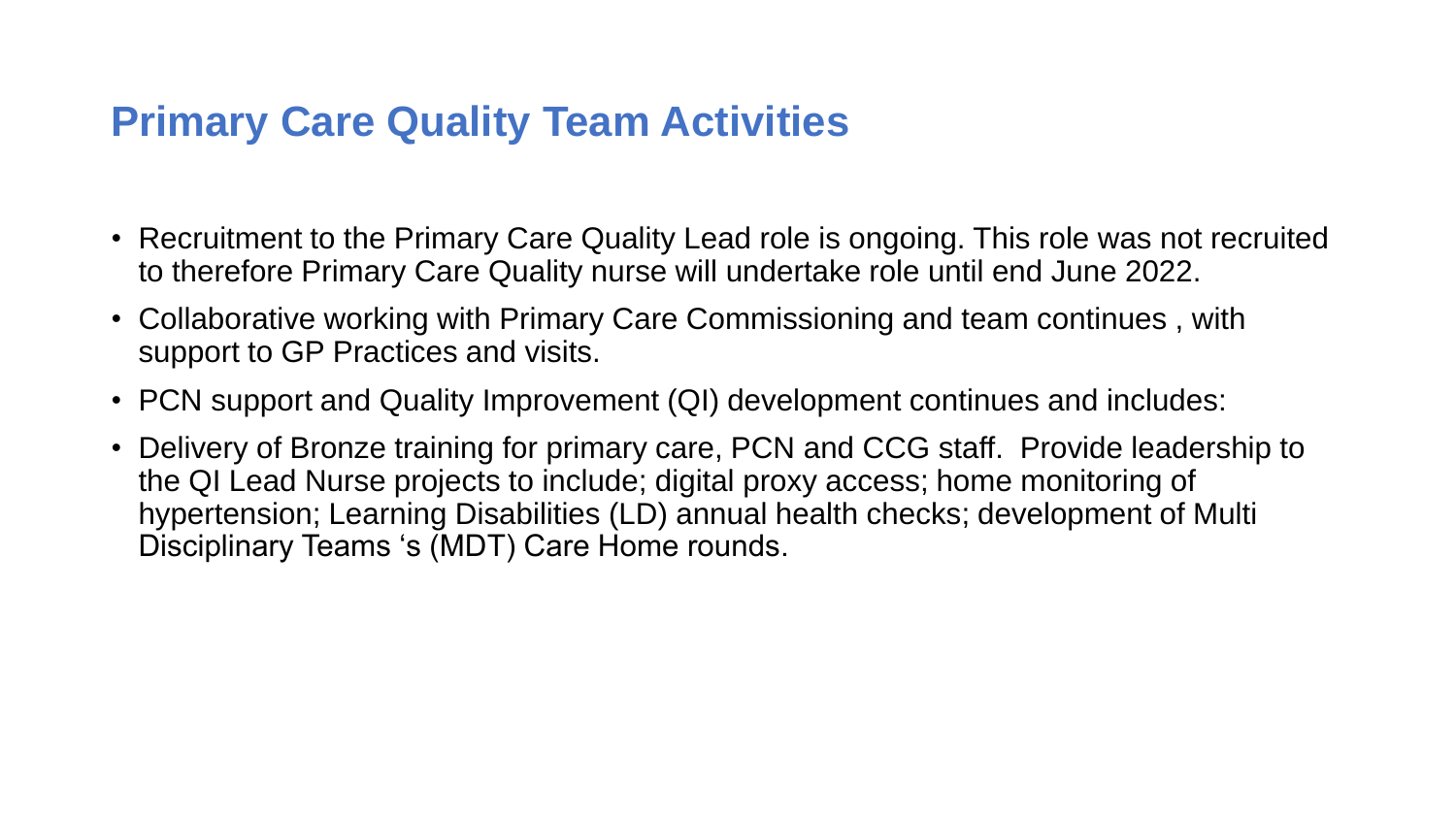## Primary Care Quality Team Activities

- Recruitment to the Primary Care Quality Lead role is ongoing. This role was not recruited to therefore Primary Care Quality nurse will undertake role until end June 2022.
- Collaborative working with Primary Care Commissioning and team continues , with support to GP Practices and visits.
- PCN support and Quality Improvement (QI) development continues and includes:
- Delivery of Bronze training for primary care, PCN and CCG staff. Provide leadership to the QI Lead Nurse projects to include; digital proxy access; home monitoring of hypertension; Learning Disabilities (LD) annual health checks; development of Multi Disciplinary Teams 's (MDT) Care Home rounds.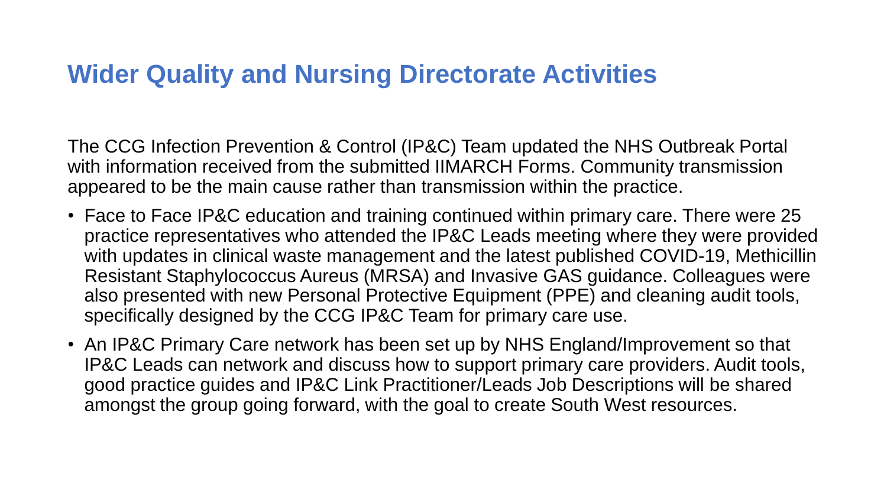# Wider Quality and Nursing Directorate Activities

The CCG Infection Prevention & Control (IP&C) Team updated the NHS Outbreak Portal with information received from the submitted IIMARCH Forms. Community transmission appeared to be the main cause rather than transmission within the practice.

- Face to Face IP&C education and training continued within primary care. There were 25 practice representatives who attended the IP&C Leads meeting where they were provided with updates in clinical waste management and the latest published COVID-19, Methicillin Resistant Staphylococcus Aureus (MRSA) and Invasive GAS guidance. Colleagues were also presented with new Personal Protective Equipment (PPE) and cleaning audit tools, specifically designed by the CCG IP&C Team for primary care use.
- An IP&C Primary Care network has been set up by NHS England/Improvement so that IP&C Leads can network and discuss how to support primary care providers. Audit tools, good practice guides and IP&C Link Practitioner/Leads Job Descriptions will be shared amongst the group going forward, with the goal to create South West resources.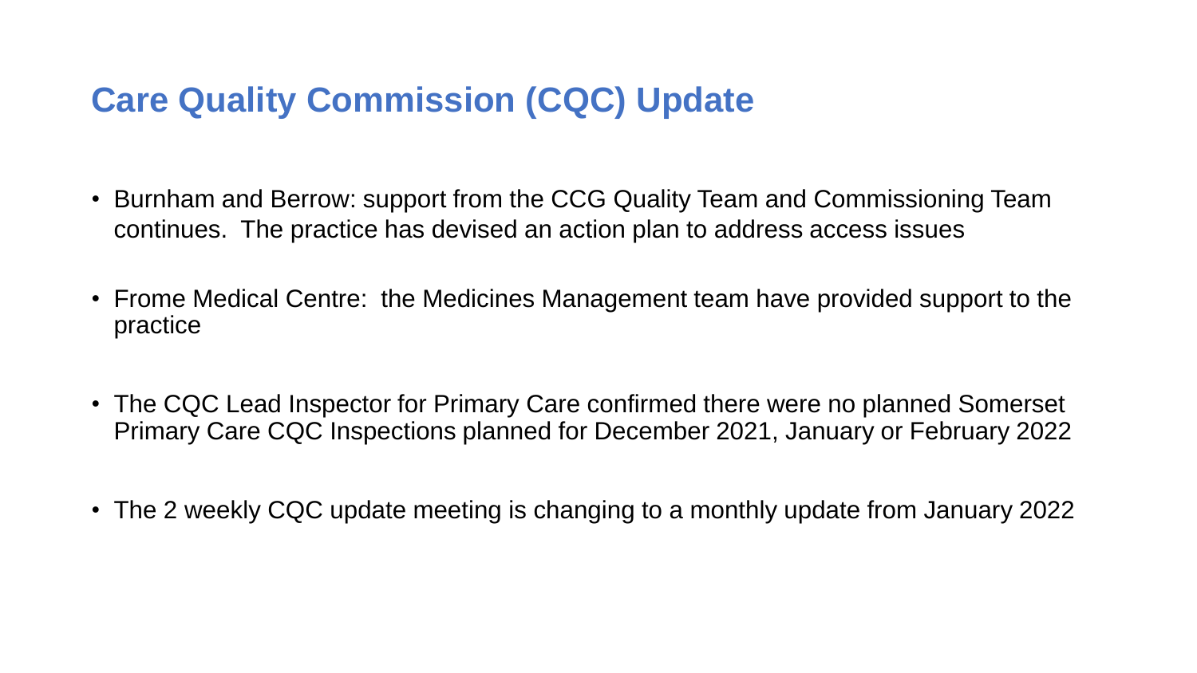# Care Quality Commission (CQC) Update

- Burnham and Berrow: support from the CCG Quality Team and Commissioning Team continues. The practice has devised an action plan to address access issues

- Frome Medical Centre: the Medicines Management team have provided support to the practice

- The CQC Lead Inspector for Primary Care confirmed there were no planned Somerset Primary Care CQC Inspections planned for December 2021, January or February 2022

- The 2 weekly CQC update meeting is changing to a monthly update from January 2022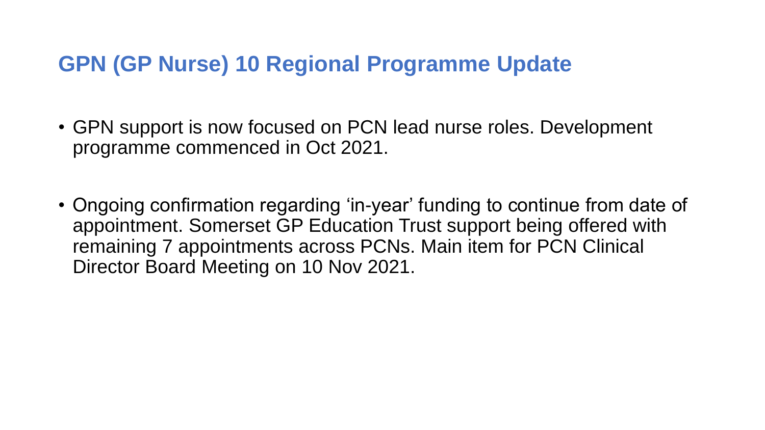## GPN (GP Nurse) 10 Regional Programme Update

- GPN support is now focused on PCN lead nurse roles. Development programme commenced in Oct 2021.

- Ongoing confirmation regarding 'in-year' funding to continue from date of appointment. Somerset GP Education Trust support being offered with remaining 7 appointments across PCNs. Main item for PCN Clinical Director Board Meeting on 10 Nov 2021.